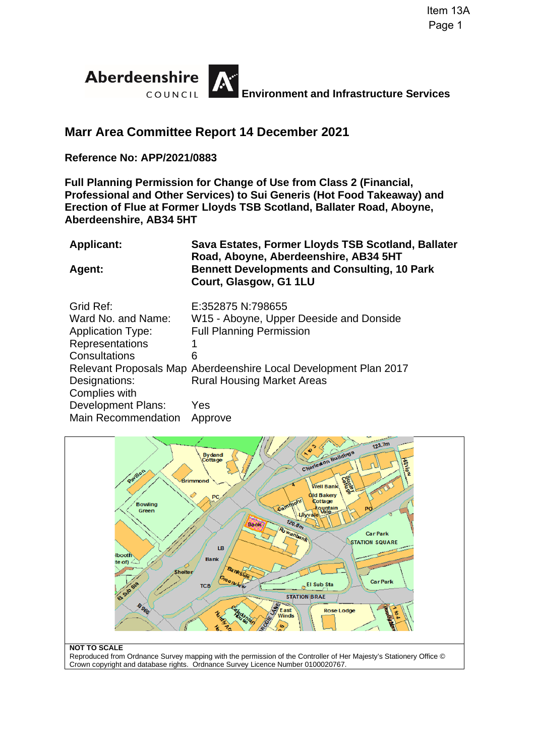Item 13A

**Aberdeenshire COUNCIL** **Environment and Infrastructure Services**

# Marr Area Committee Report 14 December 2021

**Reference No: APP/2021/0883**

**Full Planning Permission for Change of Use from Class 2 (Financial, Professional and Other Services) to Sui Generis (Hot Food Takeaway) and Erection of Flue at Former Lloyds TSB Scotland, Ballater Road, Aboyne, Aberdeenshire, AB34 5HT**

| | |
|---|---|
| **Applicant:** | **Sava Estates, Former Lloyds TSB Scotland, Ballater Road, Aboyne, Aberdeenshire, AB34 5HT** |
| **Agent:** | **Bennett Developments and Consulting, 10 Park Court, Glasgow, G1 1LU** |

| | |
|---|---|
| Grid Ref: | E:352875 N:798655 |
| Ward No. and Name: | W15 - Aboyne, Upper Deeside and Donside |
| Application Type: | Full Planning Permission |
| Representations | 1 |
| Consultations | 6 |
| Relevant Proposals Map | Aberdeenshire Local Development Plan 2017 |
| Designations: | Rural Housing Market Areas |
| Complies with Development Plans: | Yes |
| Main Recommendation | Approve |

**NOT TO SCALE**

Reproduced from Ordnance Survey mapping with the permission of the Controller of Her Majesty's Stationery Office © Crown copyright and database rights. Ordnance Survey Licence Number 0100020767.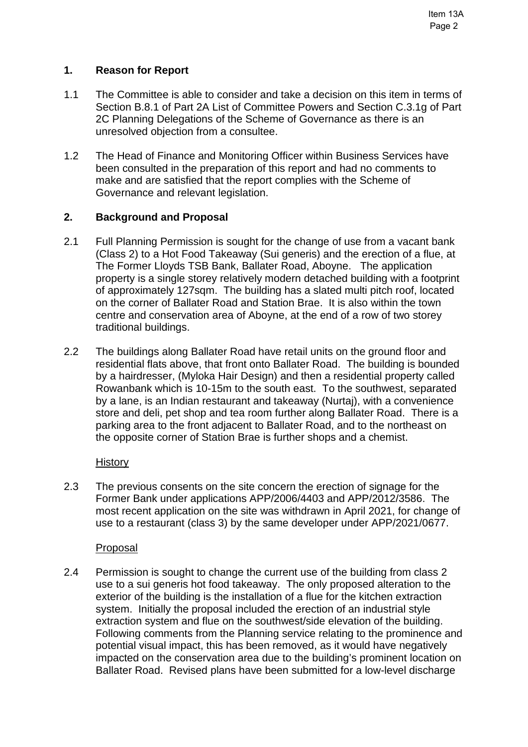## 1. Reason for Report

1.1 The Committee is able to consider and take a decision on this item in terms of Section B.8.1 of Part 2A List of Committee Powers and Section C.3.1g of Part 2C Planning Delegations of the Scheme of Governance as there is an unresolved objection from a consultee.

1.2 The Head of Finance and Monitoring Officer within Business Services have been consulted in the preparation of this report and had no comments to make and are satisfied that the report complies with the Scheme of Governance and relevant legislation.

## 2. Background and Proposal

2.1 Full Planning Permission is sought for the change of use from a vacant bank (Class 2) to a Hot Food Takeaway (Sui generis) and the erection of a flue, at The Former Lloyds TSB Bank, Ballater Road, Aboyne. The application property is a single storey relatively modern detached building with a footprint of approximately 127sqm. The building has a slated multi pitch roof, located on the corner of Ballater Road and Station Brae. It is also within the town centre and conservation area of Aboyne, at the end of a row of two storey traditional buildings.

2.2 The buildings along Ballater Road have retail units on the ground floor and residential flats above, that front onto Ballater Road. The building is bounded by a hairdresser, (Myloka Hair Design) and then a residential property called Rowanbank which is 10-15m to the south east. To the southwest, separated by a lane, is an Indian restaurant and takeaway (Nurtaj), with a convenience store and deli, pet shop and tea room further along Ballater Road. There is a parking area to the front adjacent to Ballater Road, and to the northeast on the opposite corner of Station Brae is further shops and a chemist.

History

2.3 The previous consents on the site concern the erection of signage for the Former Bank under applications APP/2006/4403 and APP/2012/3586. The most recent application on the site was withdrawn in April 2021, for change of use to a restaurant (class 3) by the same developer under APP/2021/0677.

Proposal

2.4 Permission is sought to change the current use of the building from class 2 use to a sui generis hot food takeaway. The only proposed alteration to the exterior of the building is the installation of a flue for the kitchen extraction system. Initially the proposal included the erection of an industrial style extraction system and flue on the southwest/side elevation of the building. Following comments from the Planning service relating to the prominence and potential visual impact, this has been removed, as it would have negatively impacted on the conservation area due to the building's prominent location on Ballater Road. Revised plans have been submitted for a low-level discharge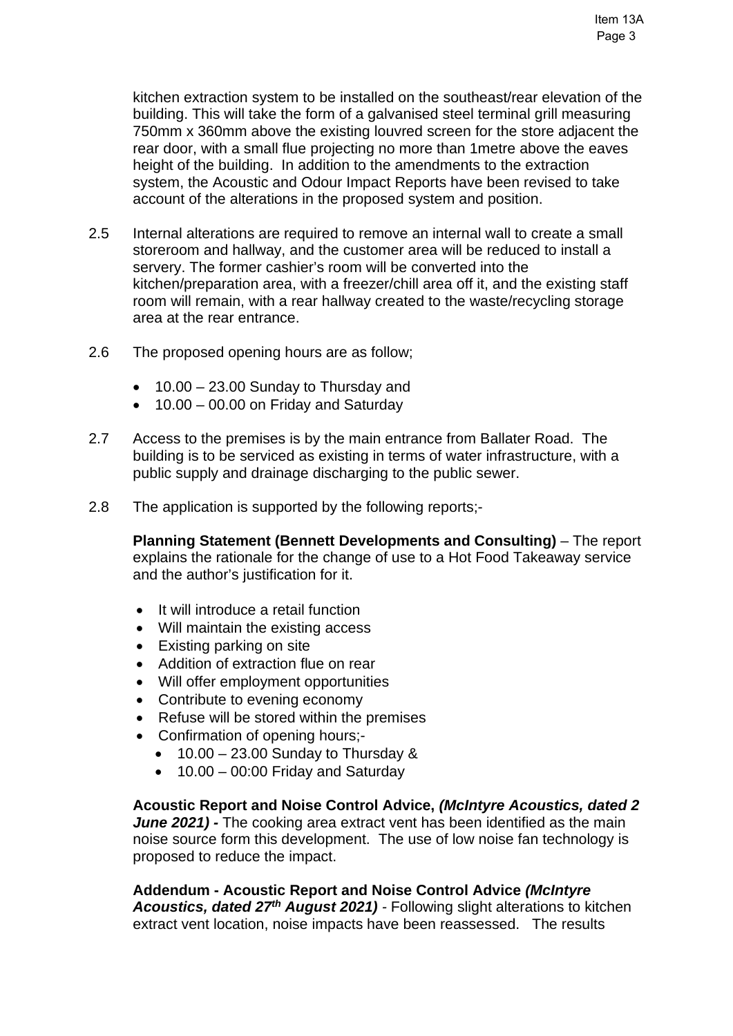kitchen extraction system to be installed on the southeast/rear elevation of the building. This will take the form of a galvanised steel terminal grill measuring 750mm x 360mm above the existing louvred screen for the store adjacent the rear door, with a small flue projecting no more than 1metre above the eaves height of the building. In addition to the amendments to the extraction system, the Acoustic and Odour Impact Reports have been revised to take account of the alterations in the proposed system and position.

2.5 Internal alterations are required to remove an internal wall to create a small storeroom and hallway, and the customer area will be reduced to install a servery. The former cashier's room will be converted into the kitchen/preparation area, with a freezer/chill area off it, and the existing staff room will remain, with a rear hallway created to the waste/recycling storage area at the rear entrance.

2.6 The proposed opening hours are as follow;

- 10.00 – 23.00 Sunday to Thursday and
- 10.00 – 00.00 on Friday and Saturday

2.7 Access to the premises is by the main entrance from Ballater Road. The building is to be serviced as existing in terms of water infrastructure, with a public supply and drainage discharging to the public sewer.

2.8 The application is supported by the following reports;-

**Planning Statement (Bennett Developments and Consulting)** – The report explains the rationale for the change of use to a Hot Food Takeaway service and the author's justification for it.

- It will introduce a retail function
- Will maintain the existing access
- Existing parking on site
- Addition of extraction flue on rear
- Will offer employment opportunities
- Contribute to evening economy
- Refuse will be stored within the premises
- Confirmation of opening hours;-
  - 10.00 – 23.00 Sunday to Thursday &
  - 10.00 – 00:00 Friday and Saturday

**Acoustic Report and Noise Control Advice,** ***(McIntyre Acoustics, dated 2 June 2021) -*** The cooking area extract vent has been identified as the main noise source form this development. The use of low noise fan technology is proposed to reduce the impact.

**Addendum - Acoustic Report and Noise Control Advice** ***(McIntyre Acoustics, dated 27th August 2021)*** - Following slight alterations to kitchen extract vent location, noise impacts have been reassessed. The results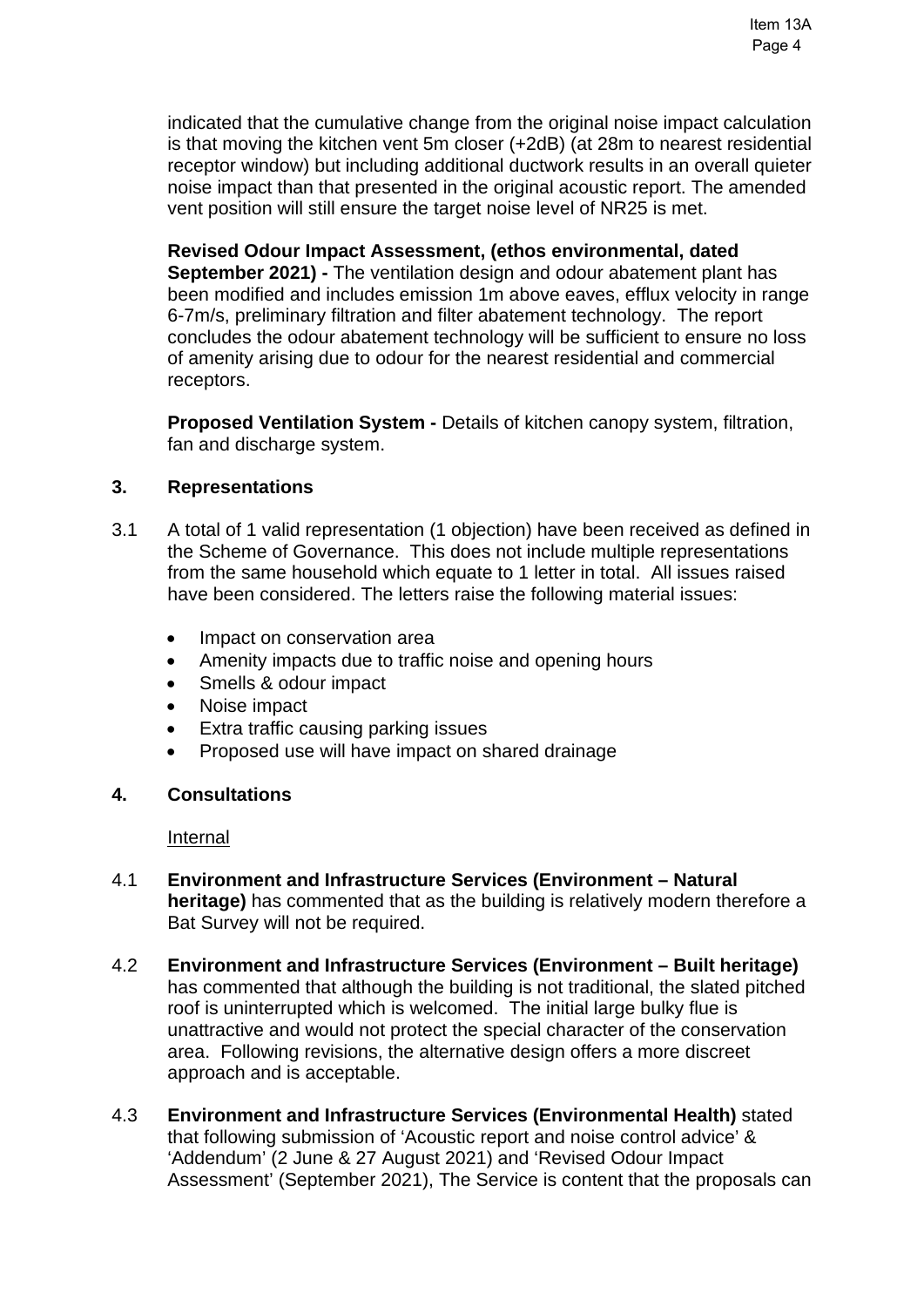indicated that the cumulative change from the original noise impact calculation is that moving the kitchen vent 5m closer (+2dB) (at 28m to nearest residential receptor window) but including additional ductwork results in an overall quieter noise impact than that presented in the original acoustic report. The amended vent position will still ensure the target noise level of NR25 is met.

**Revised Odour Impact Assessment, (ethos environmental, dated September 2021) -** The ventilation design and odour abatement plant has been modified and includes emission 1m above eaves, efflux velocity in range 6-7m/s, preliminary filtration and filter abatement technology. The report concludes the odour abatement technology will be sufficient to ensure no loss of amenity arising due to odour for the nearest residential and commercial receptors.

**Proposed Ventilation System -** Details of kitchen canopy system, filtration, fan and discharge system.

## 3. Representations

3.1 A total of 1 valid representation (1 objection) have been received as defined in the Scheme of Governance. This does not include multiple representations from the same household which equate to 1 letter in total. All issues raised have been considered. The letters raise the following material issues:

- Impact on conservation area
- Amenity impacts due to traffic noise and opening hours
- Smells & odour impact
- Noise impact
- Extra traffic causing parking issues
- Proposed use will have impact on shared drainage

## 4. Consultations

Internal

4.1 **Environment and Infrastructure Services (Environment – Natural heritage)** has commented that as the building is relatively modern therefore a Bat Survey will not be required.

4.2 **Environment and Infrastructure Services (Environment – Built heritage)** has commented that although the building is not traditional, the slated pitched roof is uninterrupted which is welcomed. The initial large bulky flue is unattractive and would not protect the special character of the conservation area. Following revisions, the alternative design offers a more discreet approach and is acceptable.

4.3 **Environment and Infrastructure Services (Environmental Health)** stated that following submission of 'Acoustic report and noise control advice' & 'Addendum' (2 June & 27 August 2021) and 'Revised Odour Impact Assessment' (September 2021), The Service is content that the proposals can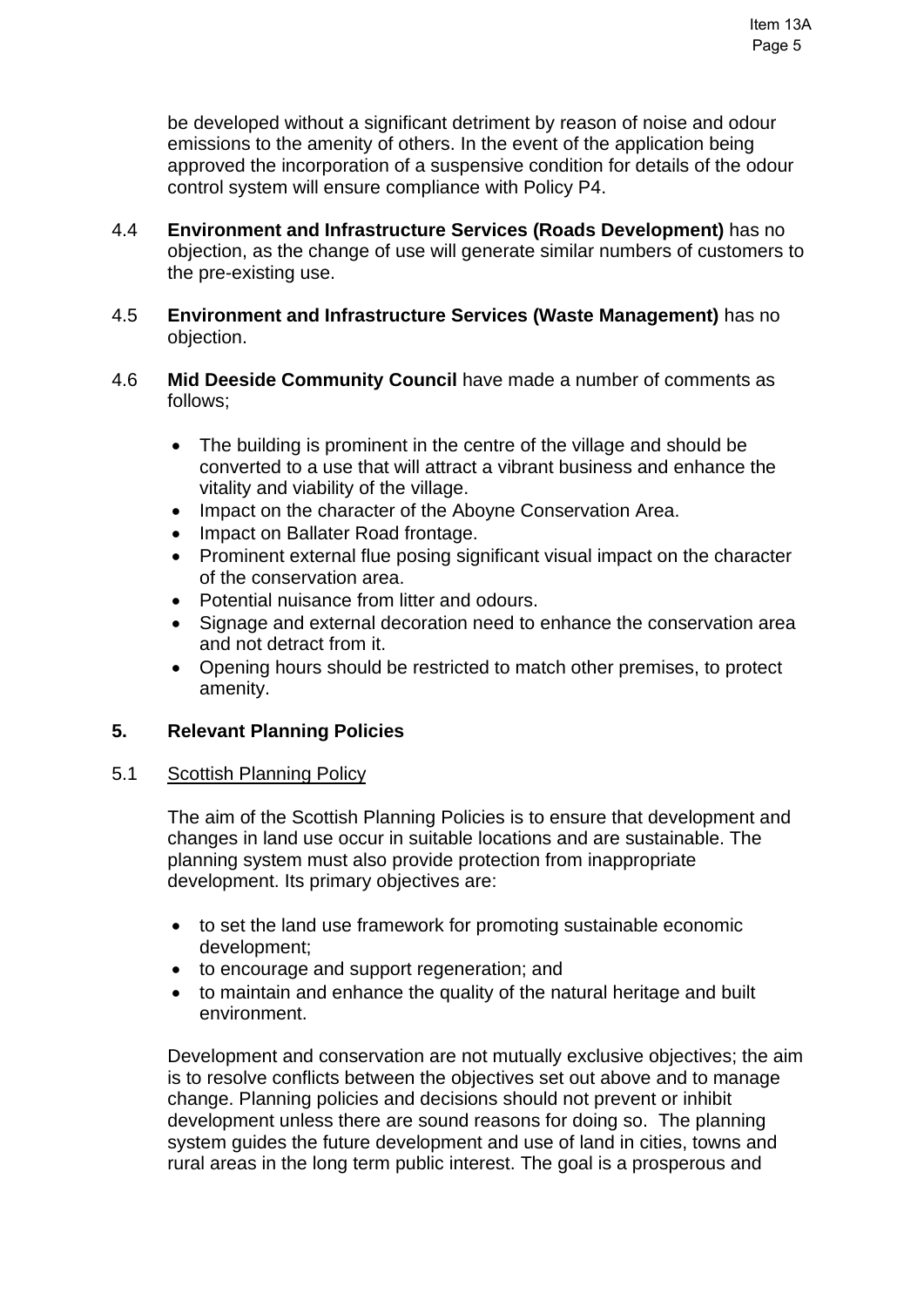be developed without a significant detriment by reason of noise and odour emissions to the amenity of others. In the event of the application being approved the incorporation of a suspensive condition for details of the odour control system will ensure compliance with Policy P4.

4.4 **Environment and Infrastructure Services (Roads Development)** has no objection, as the change of use will generate similar numbers of customers to the pre-existing use.

4.5 **Environment and Infrastructure Services (Waste Management)** has no objection.

4.6 **Mid Deeside Community Council** have made a number of comments as follows;

- The building is prominent in the centre of the village and should be converted to a use that will attract a vibrant business and enhance the vitality and viability of the village.
- Impact on the character of the Aboyne Conservation Area.
- Impact on Ballater Road frontage.
- Prominent external flue posing significant visual impact on the character of the conservation area.
- Potential nuisance from litter and odours.
- Signage and external decoration need to enhance the conservation area and not detract from it.
- Opening hours should be restricted to match other premises, to protect amenity.

## 5. Relevant Planning Policies

5.1 Scottish Planning Policy

The aim of the Scottish Planning Policies is to ensure that development and changes in land use occur in suitable locations and are sustainable. The planning system must also provide protection from inappropriate development. Its primary objectives are:

- to set the land use framework for promoting sustainable economic development;
- to encourage and support regeneration; and
- to maintain and enhance the quality of the natural heritage and built environment.

Development and conservation are not mutually exclusive objectives; the aim is to resolve conflicts between the objectives set out above and to manage change. Planning policies and decisions should not prevent or inhibit development unless there are sound reasons for doing so. The planning system guides the future development and use of land in cities, towns and rural areas in the long term public interest. The goal is a prosperous and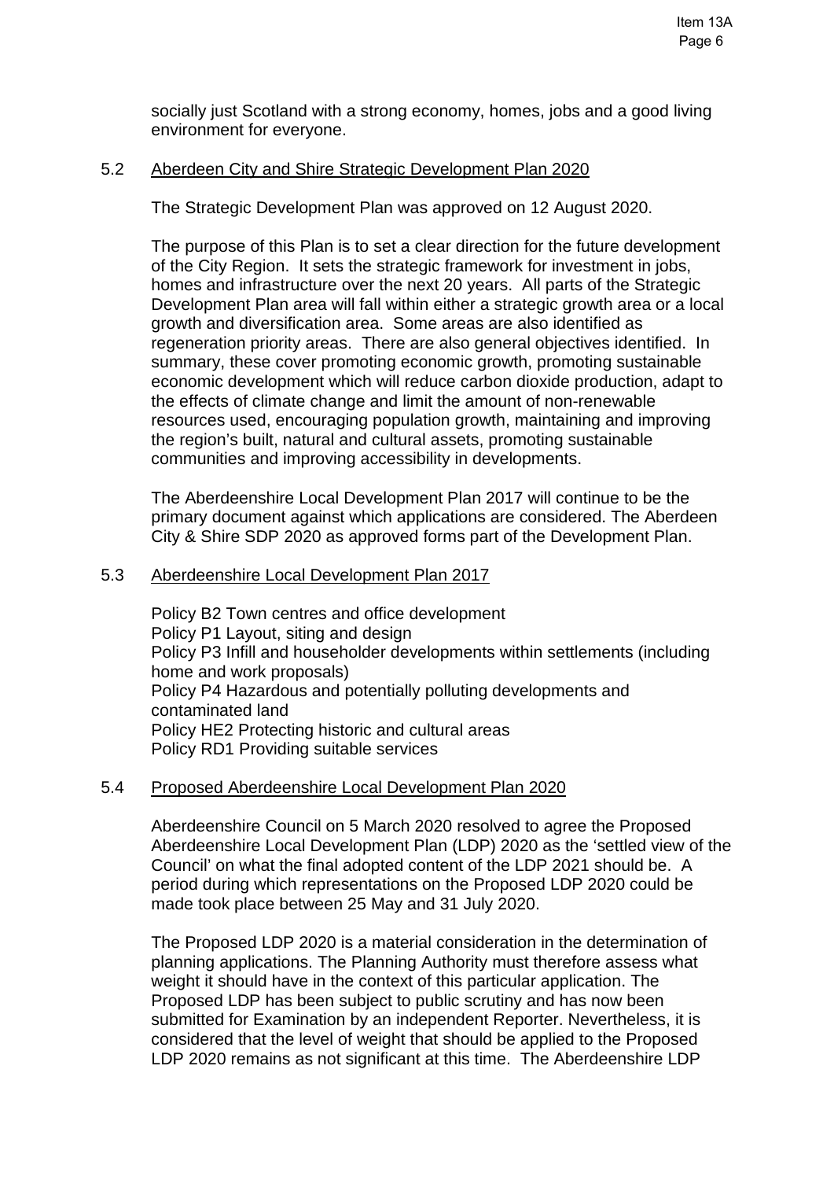socially just Scotland with a strong economy, homes, jobs and a good living environment for everyone.

5.2 Aberdeen City and Shire Strategic Development Plan 2020

The Strategic Development Plan was approved on 12 August 2020.

The purpose of this Plan is to set a clear direction for the future development of the City Region. It sets the strategic framework for investment in jobs, homes and infrastructure over the next 20 years. All parts of the Strategic Development Plan area will fall within either a strategic growth area or a local growth and diversification area. Some areas are also identified as regeneration priority areas. There are also general objectives identified. In summary, these cover promoting economic growth, promoting sustainable economic development which will reduce carbon dioxide production, adapt to the effects of climate change and limit the amount of non-renewable resources used, encouraging population growth, maintaining and improving the region's built, natural and cultural assets, promoting sustainable communities and improving accessibility in developments.

The Aberdeenshire Local Development Plan 2017 will continue to be the primary document against which applications are considered. The Aberdeen City & Shire SDP 2020 as approved forms part of the Development Plan.

5.3 Aberdeenshire Local Development Plan 2017

Policy B2 Town centres and office development
Policy P1 Layout, siting and design
Policy P3 Infill and householder developments within settlements (including home and work proposals)
Policy P4 Hazardous and potentially polluting developments and contaminated land
Policy HE2 Protecting historic and cultural areas
Policy RD1 Providing suitable services

5.4 Proposed Aberdeenshire Local Development Plan 2020

Aberdeenshire Council on 5 March 2020 resolved to agree the Proposed Aberdeenshire Local Development Plan (LDP) 2020 as the 'settled view of the Council' on what the final adopted content of the LDP 2021 should be. A period during which representations on the Proposed LDP 2020 could be made took place between 25 May and 31 July 2020.

The Proposed LDP 2020 is a material consideration in the determination of planning applications. The Planning Authority must therefore assess what weight it should have in the context of this particular application. The Proposed LDP has been subject to public scrutiny and has now been submitted for Examination by an independent Reporter. Nevertheless, it is considered that the level of weight that should be applied to the Proposed LDP 2020 remains as not significant at this time. The Aberdeenshire LDP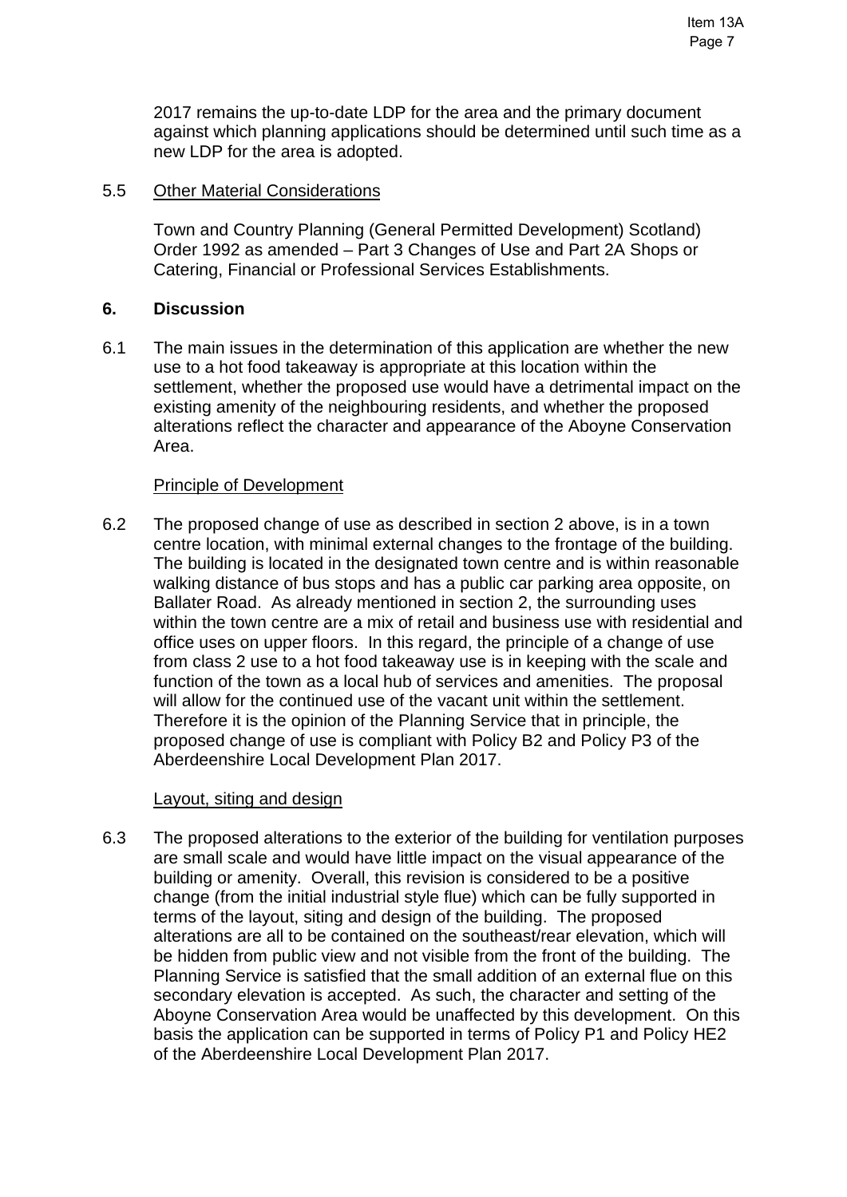2017 remains the up-to-date LDP for the area and the primary document against which planning applications should be determined until such time as a new LDP for the area is adopted.

5.5 Other Material Considerations

Town and Country Planning (General Permitted Development) Scotland) Order 1992 as amended – Part 3 Changes of Use and Part 2A Shops or Catering, Financial or Professional Services Establishments.

## 6. Discussion

6.1 The main issues in the determination of this application are whether the new use to a hot food takeaway is appropriate at this location within the settlement, whether the proposed use would have a detrimental impact on the existing amenity of the neighbouring residents, and whether the proposed alterations reflect the character and appearance of the Aboyne Conservation Area.

Principle of Development

6.2 The proposed change of use as described in section 2 above, is in a town centre location, with minimal external changes to the frontage of the building. The building is located in the designated town centre and is within reasonable walking distance of bus stops and has a public car parking area opposite, on Ballater Road. As already mentioned in section 2, the surrounding uses within the town centre are a mix of retail and business use with residential and office uses on upper floors. In this regard, the principle of a change of use from class 2 use to a hot food takeaway use is in keeping with the scale and function of the town as a local hub of services and amenities. The proposal will allow for the continued use of the vacant unit within the settlement. Therefore it is the opinion of the Planning Service that in principle, the proposed change of use is compliant with Policy B2 and Policy P3 of the Aberdeenshire Local Development Plan 2017.

Layout, siting and design

6.3 The proposed alterations to the exterior of the building for ventilation purposes are small scale and would have little impact on the visual appearance of the building or amenity. Overall, this revision is considered to be a positive change (from the initial industrial style flue) which can be fully supported in terms of the layout, siting and design of the building. The proposed alterations are all to be contained on the southeast/rear elevation, which will be hidden from public view and not visible from the front of the building. The Planning Service is satisfied that the small addition of an external flue on this secondary elevation is accepted. As such, the character and setting of the Aboyne Conservation Area would be unaffected by this development. On this basis the application can be supported in terms of Policy P1 and Policy HE2 of the Aberdeenshire Local Development Plan 2017.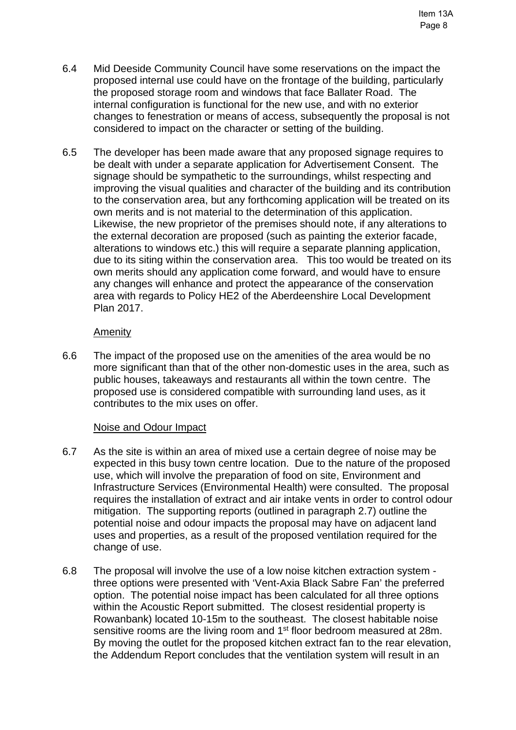6.4 Mid Deeside Community Council have some reservations on the impact the proposed internal use could have on the frontage of the building, particularly the proposed storage room and windows that face Ballater Road. The internal configuration is functional for the new use, and with no exterior changes to fenestration or means of access, subsequently the proposal is not considered to impact on the character or setting of the building.

6.5 The developer has been made aware that any proposed signage requires to be dealt with under a separate application for Advertisement Consent. The signage should be sympathetic to the surroundings, whilst respecting and improving the visual qualities and character of the building and its contribution to the conservation area, but any forthcoming application will be treated on its own merits and is not material to the determination of this application. Likewise, the new proprietor of the premises should note, if any alterations to the external decoration are proposed (such as painting the exterior facade, alterations to windows etc.) this will require a separate planning application, due to its siting within the conservation area. This too would be treated on its own merits should any application come forward, and would have to ensure any changes will enhance and protect the appearance of the conservation area with regards to Policy HE2 of the Aberdeenshire Local Development Plan 2017.

<u>Amenity</u>

6.6 The impact of the proposed use on the amenities of the area would be no more significant than that of the other non-domestic uses in the area, such as public houses, takeaways and restaurants all within the town centre. The proposed use is considered compatible with surrounding land uses, as it contributes to the mix uses on offer.

<u>Noise and Odour Impact</u>

6.7 As the site is within an area of mixed use a certain degree of noise may be expected in this busy town centre location. Due to the nature of the proposed use, which will involve the preparation of food on site, Environment and Infrastructure Services (Environmental Health) were consulted. The proposal requires the installation of extract and air intake vents in order to control odour mitigation. The supporting reports (outlined in paragraph 2.7) outline the potential noise and odour impacts the proposal may have on adjacent land uses and properties, as a result of the proposed ventilation required for the change of use.

6.8 The proposal will involve the use of a low noise kitchen extraction system - three options were presented with 'Vent-Axia Black Sabre Fan' the preferred option. The potential noise impact has been calculated for all three options within the Acoustic Report submitted. The closest residential property is Rowanbank) located 10-15m to the southeast. The closest habitable noise sensitive rooms are the living room and 1st floor bedroom measured at 28m. By moving the outlet for the proposed kitchen extract fan to the rear elevation, the Addendum Report concludes that the ventilation system will result in an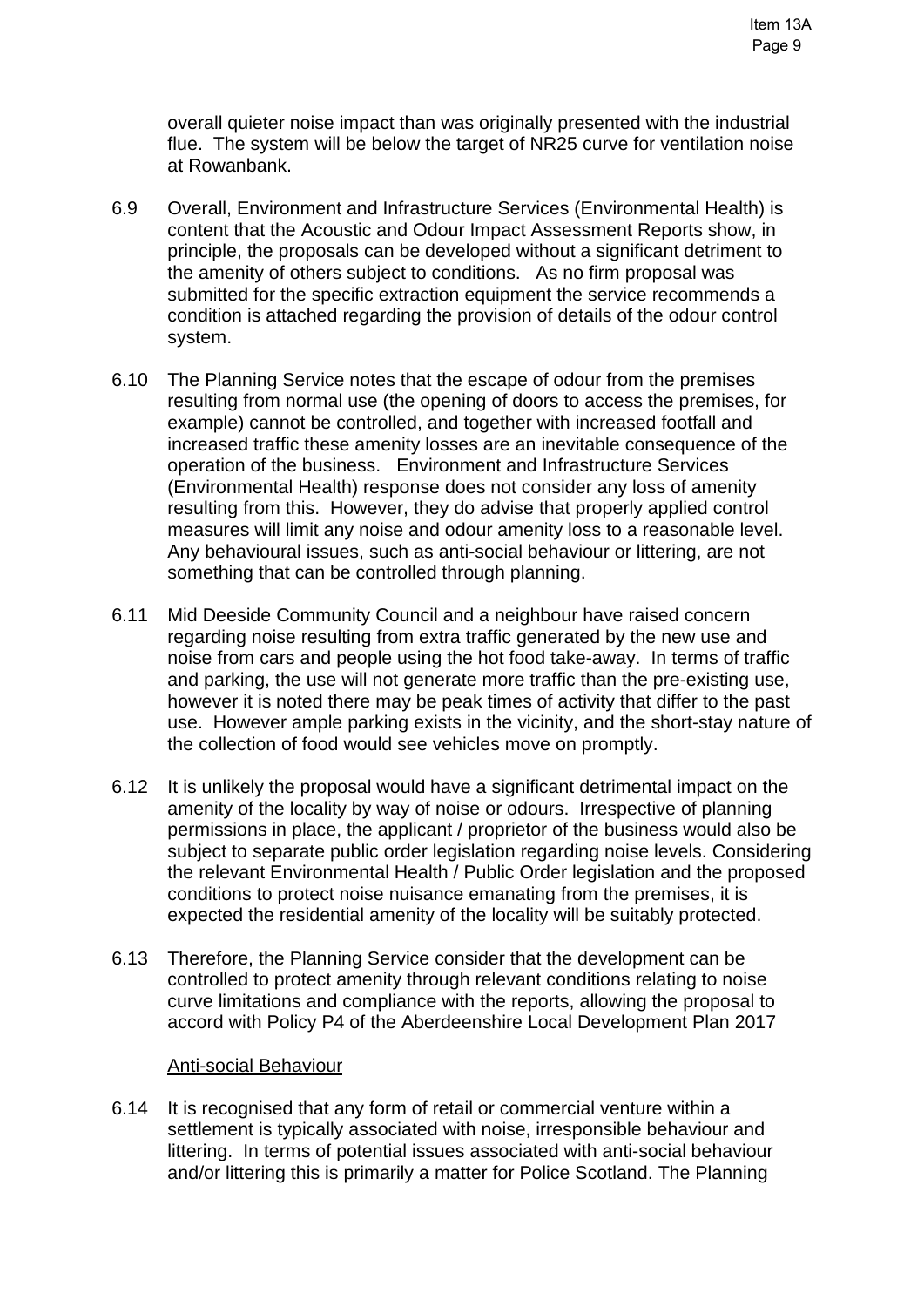overall quieter noise impact than was originally presented with the industrial flue. The system will be below the target of NR25 curve for ventilation noise at Rowanbank.

6.9 Overall, Environment and Infrastructure Services (Environmental Health) is content that the Acoustic and Odour Impact Assessment Reports show, in principle, the proposals can be developed without a significant detriment to the amenity of others subject to conditions. As no firm proposal was submitted for the specific extraction equipment the service recommends a condition is attached regarding the provision of details of the odour control system.

6.10 The Planning Service notes that the escape of odour from the premises resulting from normal use (the opening of doors to access the premises, for example) cannot be controlled, and together with increased footfall and increased traffic these amenity losses are an inevitable consequence of the operation of the business. Environment and Infrastructure Services (Environmental Health) response does not consider any loss of amenity resulting from this. However, they do advise that properly applied control measures will limit any noise and odour amenity loss to a reasonable level. Any behavioural issues, such as anti-social behaviour or littering, are not something that can be controlled through planning.

6.11 Mid Deeside Community Council and a neighbour have raised concern regarding noise resulting from extra traffic generated by the new use and noise from cars and people using the hot food take-away. In terms of traffic and parking, the use will not generate more traffic than the pre-existing use, however it is noted there may be peak times of activity that differ to the past use. However ample parking exists in the vicinity, and the short-stay nature of the collection of food would see vehicles move on promptly.

6.12 It is unlikely the proposal would have a significant detrimental impact on the amenity of the locality by way of noise or odours. Irrespective of planning permissions in place, the applicant / proprietor of the business would also be subject to separate public order legislation regarding noise levels. Considering the relevant Environmental Health / Public Order legislation and the proposed conditions to protect noise nuisance emanating from the premises, it is expected the residential amenity of the locality will be suitably protected.

6.13 Therefore, the Planning Service consider that the development can be controlled to protect amenity through relevant conditions relating to noise curve limitations and compliance with the reports, allowing the proposal to accord with Policy P4 of the Aberdeenshire Local Development Plan 2017

Anti-social Behaviour

6.14 It is recognised that any form of retail or commercial venture within a settlement is typically associated with noise, irresponsible behaviour and littering. In terms of potential issues associated with anti-social behaviour and/or littering this is primarily a matter for Police Scotland. The Planning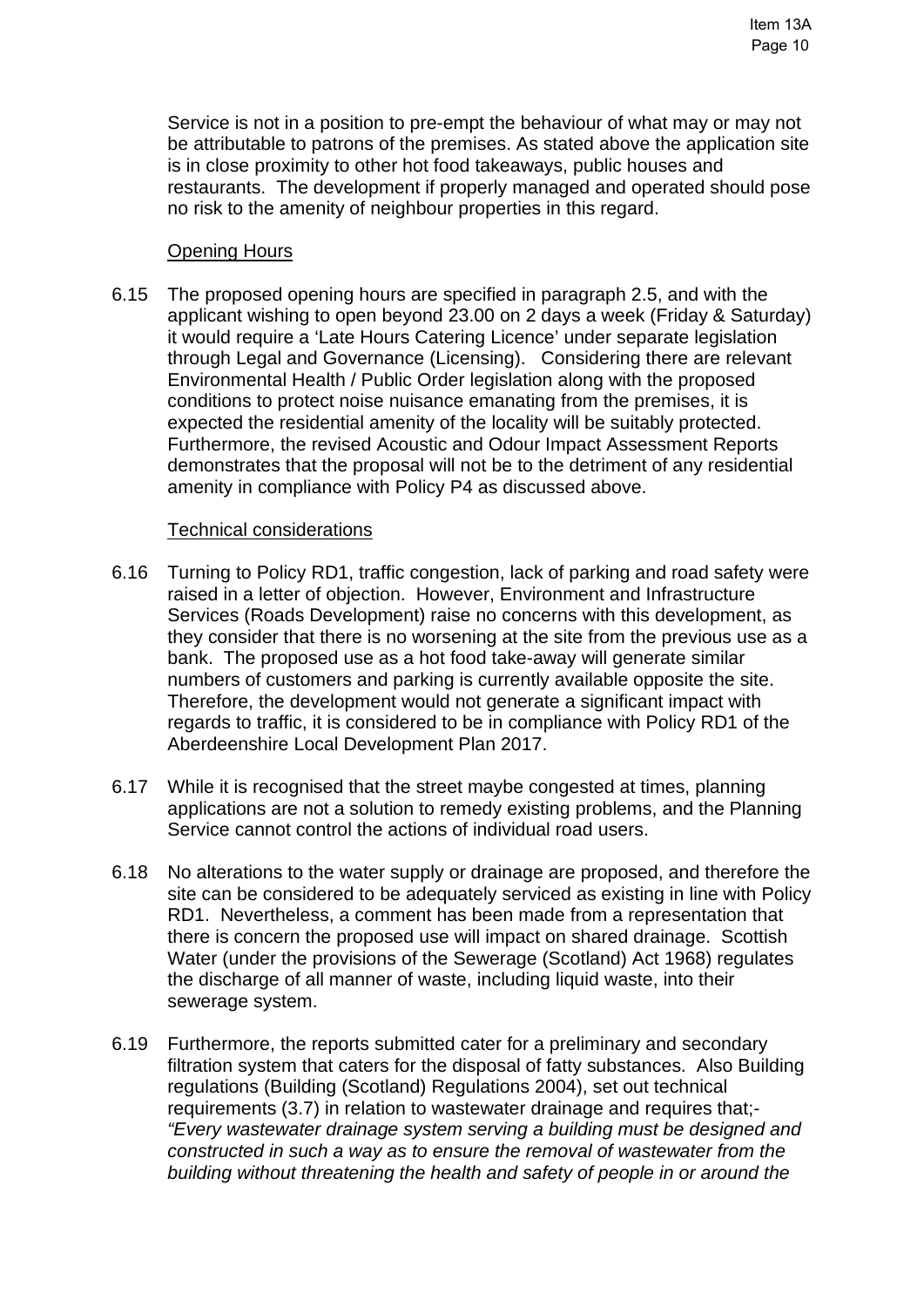Service is not in a position to pre-empt the behaviour of what may or may not be attributable to patrons of the premises. As stated above the application site is in close proximity to other hot food takeaways, public houses and restaurants. The development if properly managed and operated should pose no risk to the amenity of neighbour properties in this regard.

Opening Hours

6.15 The proposed opening hours are specified in paragraph 2.5, and with the applicant wishing to open beyond 23.00 on 2 days a week (Friday & Saturday) it would require a 'Late Hours Catering Licence' under separate legislation through Legal and Governance (Licensing). Considering there are relevant Environmental Health / Public Order legislation along with the proposed conditions to protect noise nuisance emanating from the premises, it is expected the residential amenity of the locality will be suitably protected. Furthermore, the revised Acoustic and Odour Impact Assessment Reports demonstrates that the proposal will not be to the detriment of any residential amenity in compliance with Policy P4 as discussed above.

Technical considerations

6.16 Turning to Policy RD1, traffic congestion, lack of parking and road safety were raised in a letter of objection. However, Environment and Infrastructure Services (Roads Development) raise no concerns with this development, as they consider that there is no worsening at the site from the previous use as a bank. The proposed use as a hot food take-away will generate similar numbers of customers and parking is currently available opposite the site. Therefore, the development would not generate a significant impact with regards to traffic, it is considered to be in compliance with Policy RD1 of the Aberdeenshire Local Development Plan 2017.

6.17 While it is recognised that the street maybe congested at times, planning applications are not a solution to remedy existing problems, and the Planning Service cannot control the actions of individual road users.

6.18 No alterations to the water supply or drainage are proposed, and therefore the site can be considered to be adequately serviced as existing in line with Policy RD1. Nevertheless, a comment has been made from a representation that there is concern the proposed use will impact on shared drainage. Scottish Water (under the provisions of the Sewerage (Scotland) Act 1968) regulates the discharge of all manner of waste, including liquid waste, into their sewerage system.

6.19 Furthermore, the reports submitted cater for a preliminary and secondary filtration system that caters for the disposal of fatty substances. Also Building regulations (Building (Scotland) Regulations 2004), set out technical requirements (3.7) in relation to wastewater drainage and requires that;- *"Every wastewater drainage system serving a building must be designed and constructed in such a way as to ensure the removal of wastewater from the building without threatening the health and safety of people in or around the*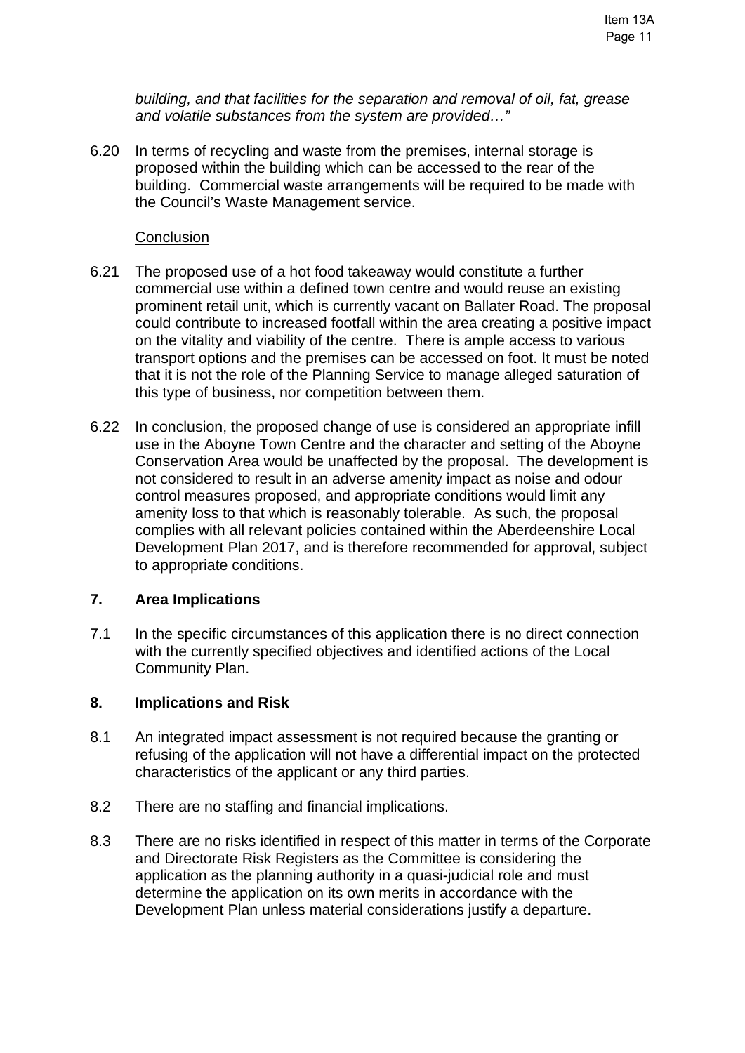*building, and that facilities for the separation and removal of oil, fat, grease and volatile substances from the system are provided…"*

6.20 In terms of recycling and waste from the premises, internal storage is proposed within the building which can be accessed to the rear of the building. Commercial waste arrangements will be required to be made with the Council's Waste Management service.

Conclusion

6.21 The proposed use of a hot food takeaway would constitute a further commercial use within a defined town centre and would reuse an existing prominent retail unit, which is currently vacant on Ballater Road. The proposal could contribute to increased footfall within the area creating a positive impact on the vitality and viability of the centre. There is ample access to various transport options and the premises can be accessed on foot. It must be noted that it is not the role of the Planning Service to manage alleged saturation of this type of business, nor competition between them.

6.22 In conclusion, the proposed change of use is considered an appropriate infill use in the Aboyne Town Centre and the character and setting of the Aboyne Conservation Area would be unaffected by the proposal. The development is not considered to result in an adverse amenity impact as noise and odour control measures proposed, and appropriate conditions would limit any amenity loss to that which is reasonably tolerable. As such, the proposal complies with all relevant policies contained within the Aberdeenshire Local Development Plan 2017, and is therefore recommended for approval, subject to appropriate conditions.

## 7. Area Implications

7.1 In the specific circumstances of this application there is no direct connection with the currently specified objectives and identified actions of the Local Community Plan.

## 8. Implications and Risk

8.1 An integrated impact assessment is not required because the granting or refusing of the application will not have a differential impact on the protected characteristics of the applicant or any third parties.

8.2 There are no staffing and financial implications.

8.3 There are no risks identified in respect of this matter in terms of the Corporate and Directorate Risk Registers as the Committee is considering the application as the planning authority in a quasi-judicial role and must determine the application on its own merits in accordance with the Development Plan unless material considerations justify a departure.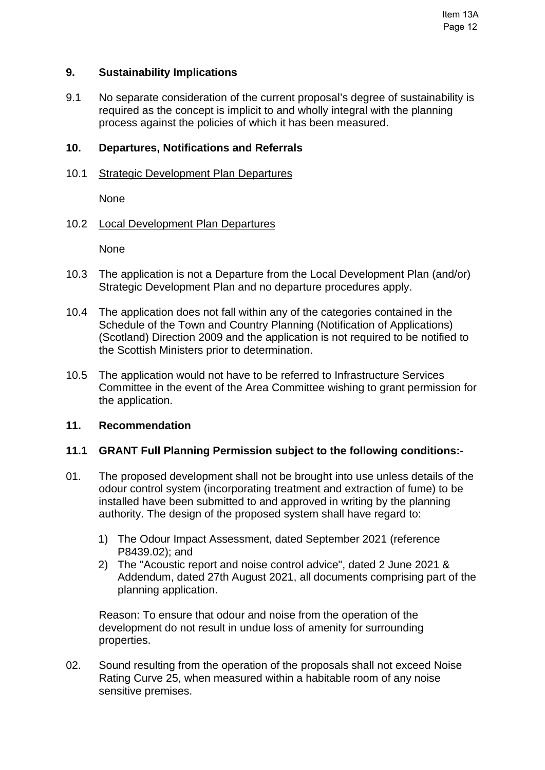## 9. Sustainability Implications

9.1 No separate consideration of the current proposal's degree of sustainability is required as the concept is implicit to and wholly integral with the planning process against the policies of which it has been measured.

## 10. Departures, Notifications and Referrals

10.1 Strategic Development Plan Departures

None

10.2 Local Development Plan Departures

None

10.3 The application is not a Departure from the Local Development Plan (and/or) Strategic Development Plan and no departure procedures apply.

10.4 The application does not fall within any of the categories contained in the Schedule of the Town and Country Planning (Notification of Applications) (Scotland) Direction 2009 and the application is not required to be notified to the Scottish Ministers prior to determination.

10.5 The application would not have to be referred to Infrastructure Services Committee in the event of the Area Committee wishing to grant permission for the application.

## 11. Recommendation

**11.1 GRANT Full Planning Permission subject to the following conditions:-**

01. The proposed development shall not be brought into use unless details of the odour control system (incorporating treatment and extraction of fume) to be installed have been submitted to and approved in writing by the planning authority. The design of the proposed system shall have regard to:

    1) The Odour Impact Assessment, dated September 2021 (reference P8439.02); and
    2) The "Acoustic report and noise control advice", dated 2 June 2021 & Addendum, dated 27th August 2021, all documents comprising part of the planning application.

    Reason: To ensure that odour and noise from the operation of the development do not result in undue loss of amenity for surrounding properties.

02. Sound resulting from the operation of the proposals shall not exceed Noise Rating Curve 25, when measured within a habitable room of any noise sensitive premises.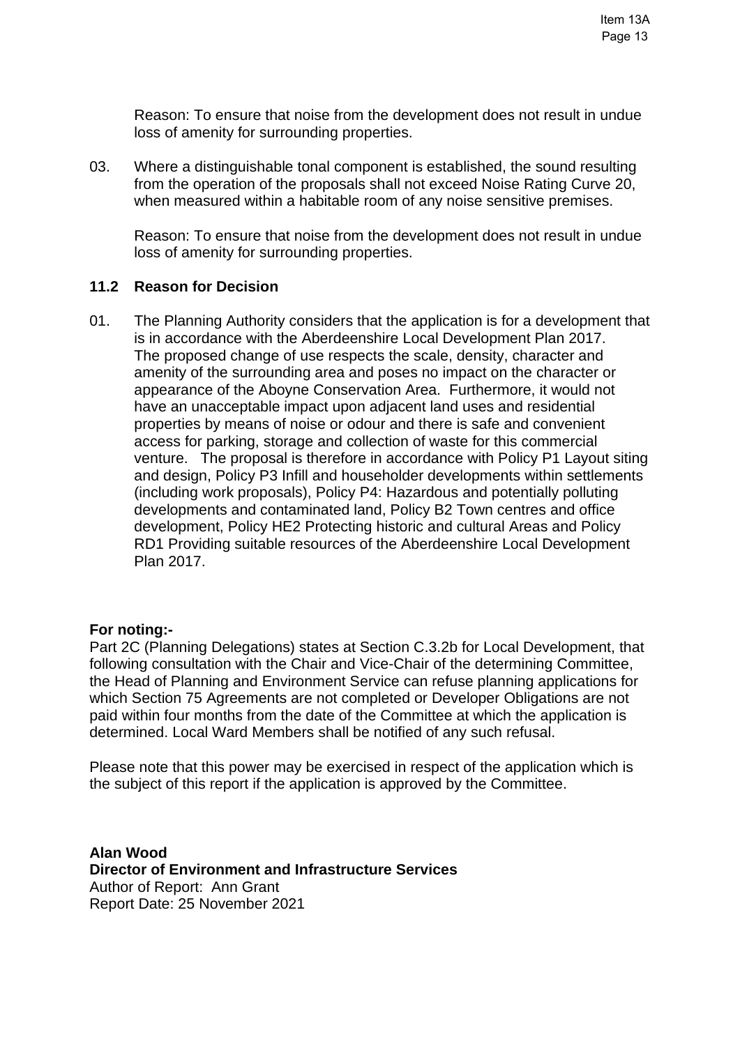Reason: To ensure that noise from the development does not result in undue loss of amenity for surrounding properties.

03. Where a distinguishable tonal component is established, the sound resulting from the operation of the proposals shall not exceed Noise Rating Curve 20, when measured within a habitable room of any noise sensitive premises.

    Reason: To ensure that noise from the development does not result in undue loss of amenity for surrounding properties.

### 11.2 Reason for Decision

01. The Planning Authority considers that the application is for a development that is in accordance with the Aberdeenshire Local Development Plan 2017. The proposed change of use respects the scale, density, character and amenity of the surrounding area and poses no impact on the character or appearance of the Aboyne Conservation Area. Furthermore, it would not have an unacceptable impact upon adjacent land uses and residential properties by means of noise or odour and there is safe and convenient access for parking, storage and collection of waste for this commercial venture. The proposal is therefore in accordance with Policy P1 Layout siting and design, Policy P3 Infill and householder developments within settlements (including work proposals), Policy P4: Hazardous and potentially polluting developments and contaminated land, Policy B2 Town centres and office development, Policy HE2 Protecting historic and cultural Areas and Policy RD1 Providing suitable resources of the Aberdeenshire Local Development Plan 2017.

**For noting:-**
Part 2C (Planning Delegations) states at Section C.3.2b for Local Development, that following consultation with the Chair and Vice-Chair of the determining Committee, the Head of Planning and Environment Service can refuse planning applications for which Section 75 Agreements are not completed or Developer Obligations are not paid within four months from the date of the Committee at which the application is determined. Local Ward Members shall be notified of any such refusal.

Please note that this power may be exercised in respect of the application which is the subject of this report if the application is approved by the Committee.

**Alan Wood**
**Director of Environment and Infrastructure Services**
Author of Report: Ann Grant
Report Date: 25 November 2021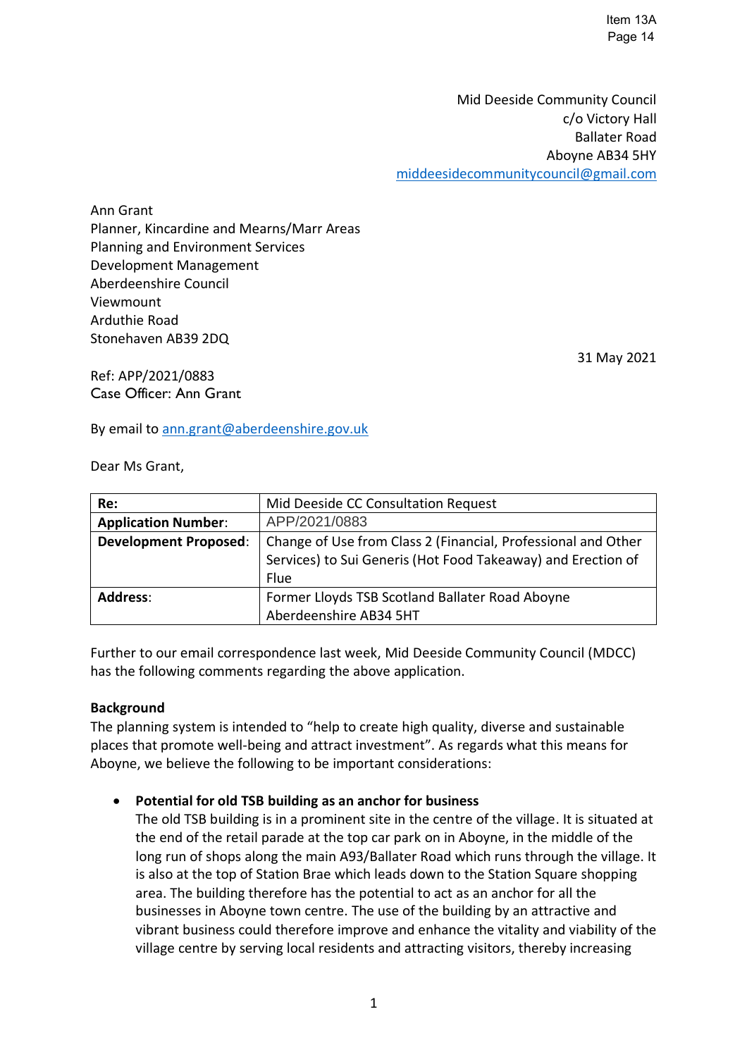Mid Deeside Community Council
c/o Victory Hall
Ballater Road
Aboyne AB34 5HY
middeesidecommunitycouncil@gmail.com

Ann Grant
Planner, Kincardine and Mearns/Marr Areas
Planning and Environment Services
Development Management
Aberdeenshire Council
Viewmount
Arduthie Road
Stonehaven AB39 2DQ

31 May 2021

Ref: APP/2021/0883
Case Officer: Ann Grant

By email to ann.grant@aberdeenshire.gov.uk

Dear Ms Grant,

| **Re:** | Mid Deeside CC Consultation Request |
|---|---|
| **Application Number**: | APP/2021/0883 |
| **Development Proposed**: | Change of Use from Class 2 (Financial, Professional and Other Services) to Sui Generis (Hot Food Takeaway) and Erection of Flue |
| **Address**: | Former Lloyds TSB Scotland Ballater Road Aboyne Aberdeenshire AB34 5HT |

Further to our email correspondence last week, Mid Deeside Community Council (MDCC) has the following comments regarding the above application.

**Background**

The planning system is intended to "help to create high quality, diverse and sustainable places that promote well-being and attract investment". As regards what this means for Aboyne, we believe the following to be important considerations:

- **Potential for old TSB building as an anchor for business**
  The old TSB building is in a prominent site in the centre of the village. It is situated at the end of the retail parade at the top car park on in Aboyne, in the middle of the long run of shops along the main A93/Ballater Road which runs through the village. It is also at the top of Station Brae which leads down to the Station Square shopping area. The building therefore has the potential to act as an anchor for all the businesses in Aboyne town centre. The use of the building by an attractive and vibrant business could therefore improve and enhance the vitality and viability of the village centre by serving local residents and attracting visitors, thereby increasing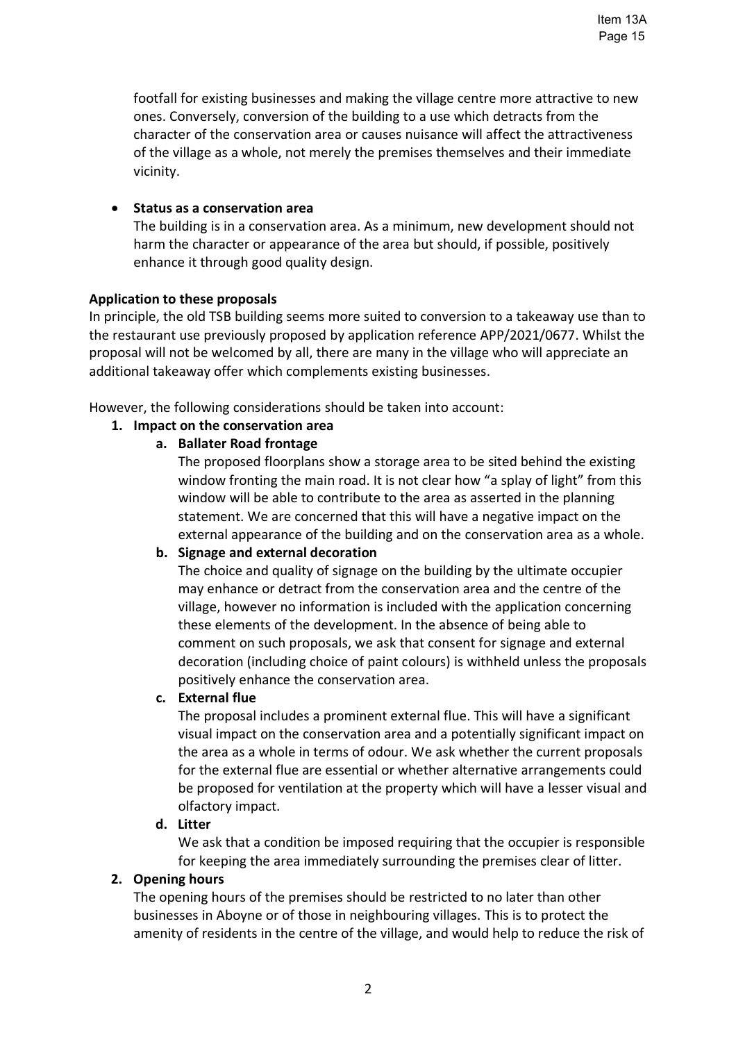footfall for existing businesses and making the village centre more attractive to new ones. Conversely, conversion of the building to a use which detracts from the character of the conservation area or causes nuisance will affect the attractiveness of the village as a whole, not merely the premises themselves and their immediate vicinity.

- **Status as a conservation area**
  The building is in a conservation area. As a minimum, new development should not harm the character or appearance of the area but should, if possible, positively enhance it through good quality design.

**Application to these proposals**

In principle, the old TSB building seems more suited to conversion to a takeaway use than to the restaurant use previously proposed by application reference APP/2021/0677. Whilst the proposal will not be welcomed by all, there are many in the village who will appreciate an additional takeaway offer which complements existing businesses.

However, the following considerations should be taken into account:

1. **Impact on the conservation area**
   a. **Ballater Road frontage**
      The proposed floorplans show a storage area to be sited behind the existing window fronting the main road. It is not clear how "a splay of light" from this window will be able to contribute to the area as asserted in the planning statement. We are concerned that this will have a negative impact on the external appearance of the building and on the conservation area as a whole.
   b. **Signage and external decoration**
      The choice and quality of signage on the building by the ultimate occupier may enhance or detract from the conservation area and the centre of the village, however no information is included with the application concerning these elements of the development. In the absence of being able to comment on such proposals, we ask that consent for signage and external decoration (including choice of paint colours) is withheld unless the proposals positively enhance the conservation area.
   c. **External flue**
      The proposal includes a prominent external flue. This will have a significant visual impact on the conservation area and a potentially significant impact on the area as a whole in terms of odour. We ask whether the current proposals for the external flue are essential or whether alternative arrangements could be proposed for ventilation at the property which will have a lesser visual and olfactory impact.
   d. **Litter**
      We ask that a condition be imposed requiring that the occupier is responsible for keeping the area immediately surrounding the premises clear of litter.
2. **Opening hours**
   The opening hours of the premises should be restricted to no later than other businesses in Aboyne or of those in neighbouring villages. This is to protect the amenity of residents in the centre of the village, and would help to reduce the risk of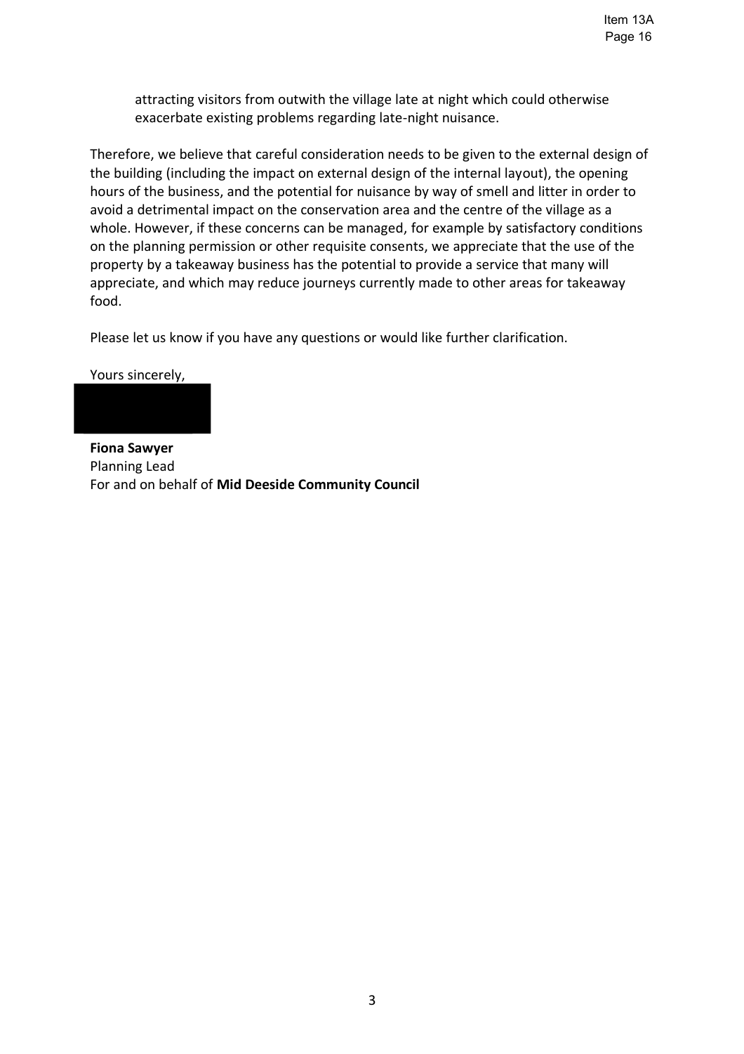attracting visitors from outwith the village late at night which could otherwise exacerbate existing problems regarding late-night nuisance.

Therefore, we believe that careful consideration needs to be given to the external design of the building (including the impact on external design of the internal layout), the opening hours of the business, and the potential for nuisance by way of smell and litter in order to avoid a detrimental impact on the conservation area and the centre of the village as a whole. However, if these concerns can be managed, for example by satisfactory conditions on the planning permission or other requisite consents, we appreciate that the use of the property by a takeaway business has the potential to provide a service that many will appreciate, and which may reduce journeys currently made to other areas for takeaway food.

Please let us know if you have any questions or would like further clarification.

Yours sincerely,

**Fiona Sawyer**
Planning Lead
For and on behalf of **Mid Deeside Community Council**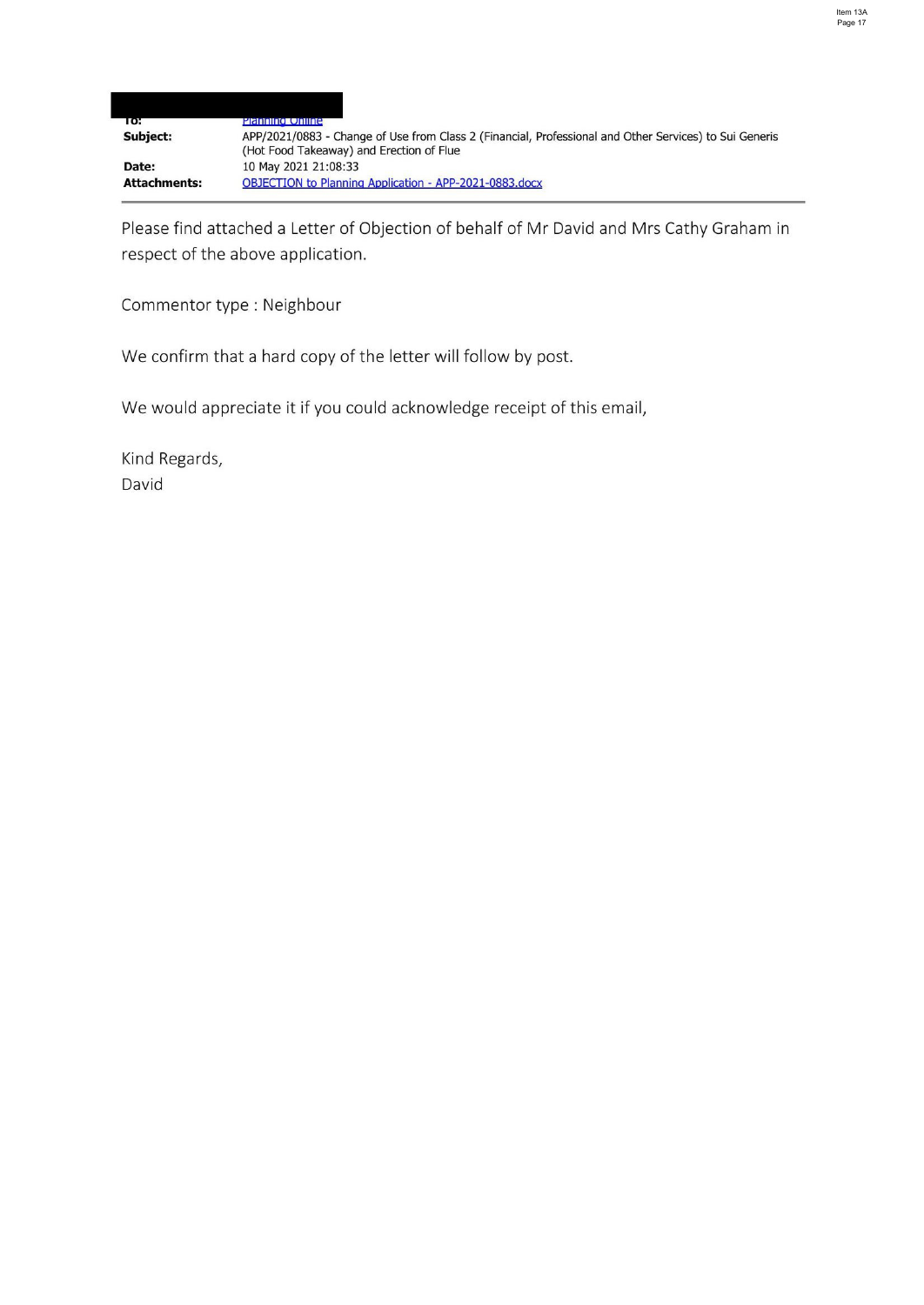| | |
|---|---|
| **To:** | Planning Online |
| **Subject:** | APP/2021/0883 - Change of Use from Class 2 (Financial, Professional and Other Services) to Sui Generis (Hot Food Takeaway) and Erection of Flue |
| **Date:** | 10 May 2021 21:08:33 |
| **Attachments:** | OBJECTION to Planning Application - APP-2021-0883.docx |

Please find attached a Letter of Objection of behalf of Mr David and Mrs Cathy Graham in respect of the above application.

Commentor type : Neighbour

We confirm that a hard copy of the letter will follow by post.

We would appreciate it if you could acknowledge receipt of this email,

Kind Regards,
David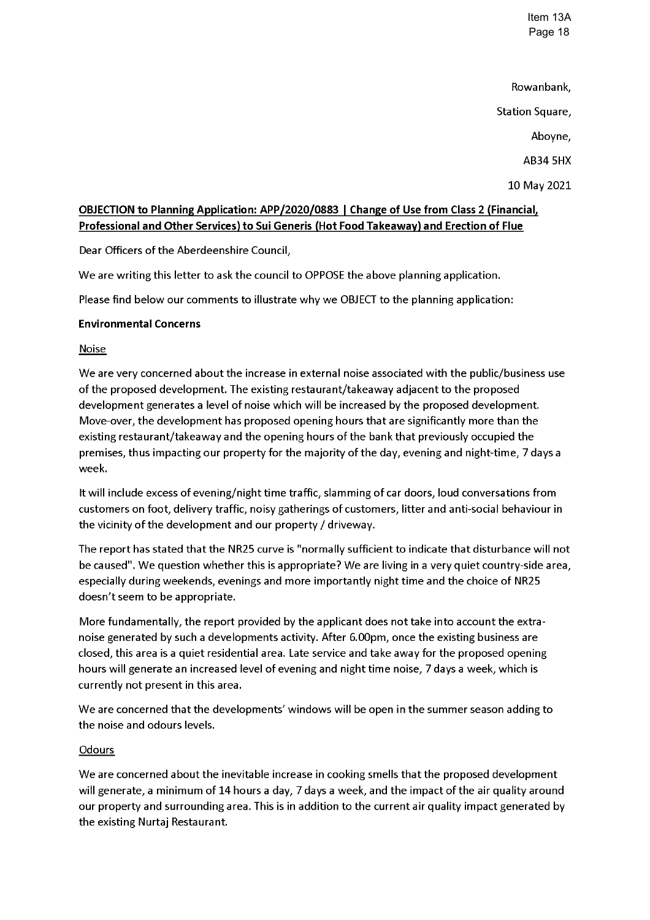Rowanbank,

Station Square,

Aboyne,

AB34 5HX

10 May 2021

**OBJECTION to Planning Application: APP/2020/0883 | Change of Use from Class 2 (Financial, Professional and Other Services) to Sui Generis (Hot Food Takeaway) and Erection of Flue**

Dear Officers of the Aberdeenshire Council,

We are writing this letter to ask the council to OPPOSE the above planning application.

Please find below our comments to illustrate why we OBJECT to the planning application:

**Environmental Concerns**

Noise

We are very concerned about the increase in external noise associated with the public/business use of the proposed development. The existing restaurant/takeaway adjacent to the proposed development generates a level of noise which will be increased by the proposed development. Move-over, the development has proposed opening hours that are significantly more than the existing restaurant/takeaway and the opening hours of the bank that previously occupied the premises, thus impacting our property for the majority of the day, evening and night-time, 7 days a week.

It will include excess of evening/night time traffic, slamming of car doors, loud conversations from customers on foot, delivery traffic, noisy gatherings of customers, litter and anti-social behaviour in the vicinity of the development and our property / driveway.

The report has stated that the NR25 curve is "normally sufficient to indicate that disturbance will not be caused". We question whether this is appropriate? We are living in a very quiet country-side area, especially during weekends, evenings and more importantly night time and the choice of NR25 doesn't seem to be appropriate.

More fundamentally, the report provided by the applicant does not take into account the extra-noise generated by such a developments activity. After 6.00pm, once the existing business are closed, this area is a quiet residential area. Late service and take away for the proposed opening hours will generate an increased level of evening and night time noise, 7 days a week, which is currently not present in this area.

We are concerned that the developments' windows will be open in the summer season adding to the noise and odours levels.

Odours

We are concerned about the inevitable increase in cooking smells that the proposed development will generate, a minimum of 14 hours a day, 7 days a week, and the impact of the air quality around our property and surrounding area. This is in addition to the current air quality impact generated by the existing Nurtaj Restaurant.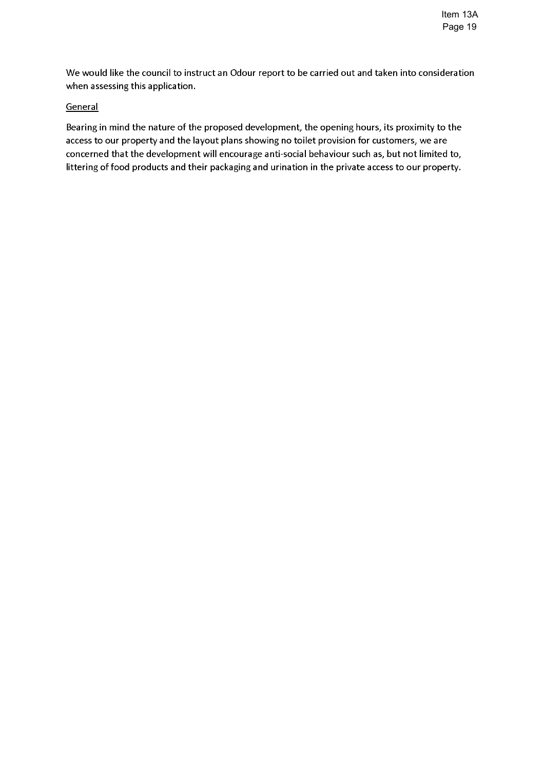We would like the council to instruct an Odour report to be carried out and taken into consideration when assessing this application.

<u>General</u>

Bearing in mind the nature of the proposed development, the opening hours, its proximity to the access to our property and the layout plans showing no toilet provision for customers, we are concerned that the development will encourage anti-social behaviour such as, but not limited to, littering of food products and their packaging and urination in the private access to our property.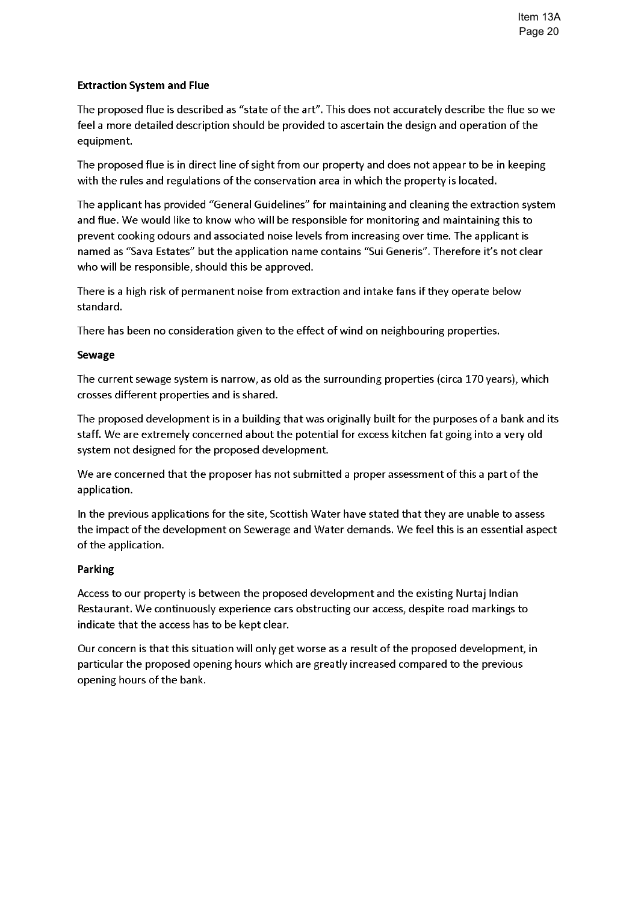**Extraction System and Flue**

The proposed flue is described as "state of the art". This does not accurately describe the flue so we feel a more detailed description should be provided to ascertain the design and operation of the equipment.

The proposed flue is in direct line of sight from our property and does not appear to be in keeping with the rules and regulations of the conservation area in which the property is located.

The applicant has provided "General Guidelines" for maintaining and cleaning the extraction system and flue. We would like to know who will be responsible for monitoring and maintaining this to prevent cooking odours and associated noise levels from increasing over time. The applicant is named as "Sava Estates" but the application name contains "Sui Generis". Therefore it's not clear who will be responsible, should this be approved.

There is a high risk of permanent noise from extraction and intake fans if they operate below standard.

There has been no consideration given to the effect of wind on neighbouring properties.

**Sewage**

The current sewage system is narrow, as old as the surrounding properties (circa 170 years), which crosses different properties and is shared.

The proposed development is in a building that was originally built for the purposes of a bank and its staff. We are extremely concerned about the potential for excess kitchen fat going into a very old system not designed for the proposed development.

We are concerned that the proposer has not submitted a proper assessment of this a part of the application.

In the previous applications for the site, Scottish Water have stated that they are unable to assess the impact of the development on Sewerage and Water demands. We feel this is an essential aspect of the application.

**Parking**

Access to our property is between the proposed development and the existing Nurtaj Indian Restaurant. We continuously experience cars obstructing our access, despite road markings to indicate that the access has to be kept clear.

Our concern is that this situation will only get worse as a result of the proposed development, in particular the proposed opening hours which are greatly increased compared to the previous opening hours of the bank.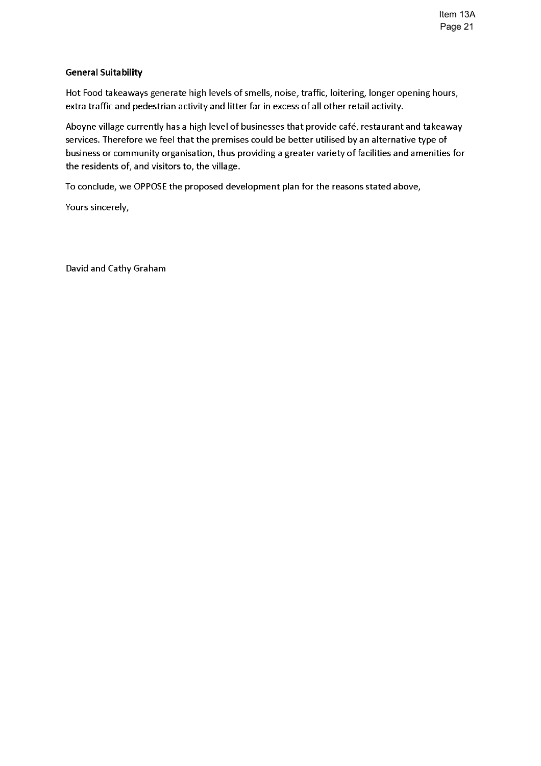**General Suitability**

Hot Food takeaways generate high levels of smells, noise, traffic, loitering, longer opening hours, extra traffic and pedestrian activity and litter far in excess of all other retail activity.

Aboyne village currently has a high level of businesses that provide café, restaurant and takeaway services. Therefore we feel that the premises could be better utilised by an alternative type of business or community organisation, thus providing a greater variety of facilities and amenities for the residents of, and visitors to, the village.

To conclude, we OPPOSE the proposed development plan for the reasons stated above,

Yours sincerely,

David and Cathy Graham